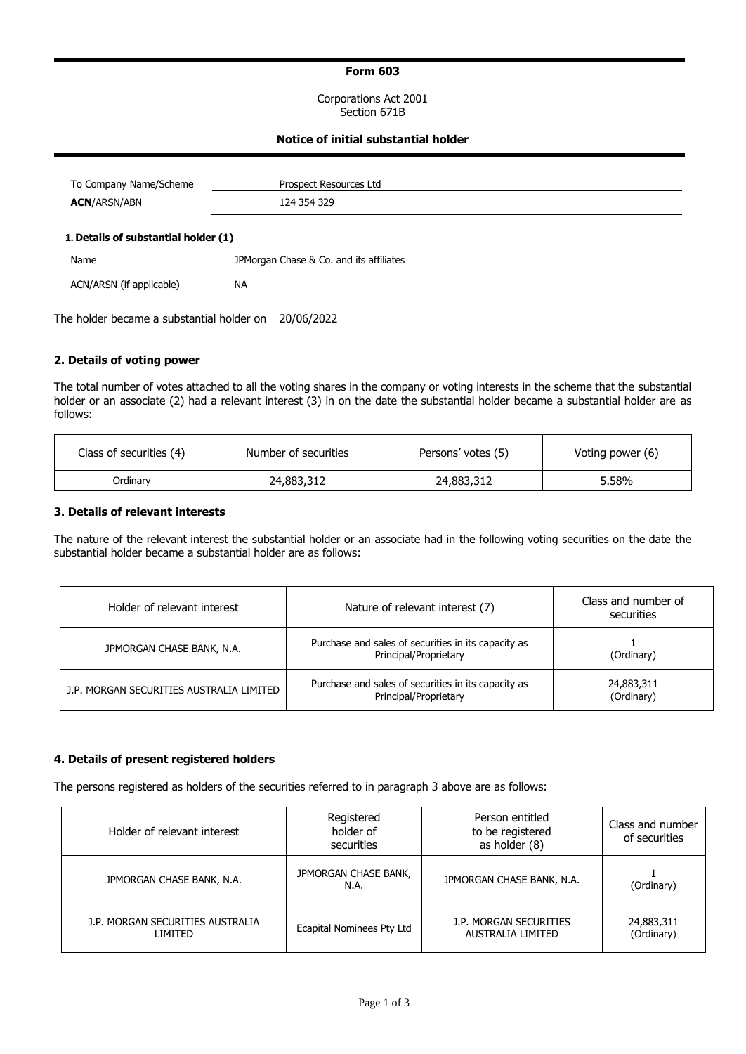# Form 603

Corporations Act 2001
Section 671B

## Notice of initial substantial holder

| | |
|---|---|
| To Company Name/Scheme | Prospect Resources Ltd |
| **ACN**/ARSN/ABN | 124 354 329 |

### 1. Details of substantial holder (1)

| | |
|---|---|
| Name | JPMorgan Chase & Co. and its affiliates |
| ACN/ARSN (if applicable) | NA |

The holder became a substantial holder on 20/06/2022

### 2. Details of voting power

The total number of votes attached to all the voting shares in the company or voting interests in the scheme that the substantial holder or an associate (2) had a relevant interest (3) in on the date the substantial holder became a substantial holder are as follows:

| Class of securities (4) | Number of securities | Persons' votes (5) | Voting power (6) |
|---|---|---|---|
| Ordinary | 24,883,312 | 24,883,312 | 5.58% |

### 3. Details of relevant interests

The nature of the relevant interest the substantial holder or an associate had in the following voting securities on the date the substantial holder became a substantial holder are as follows:

| Holder of relevant interest | Nature of relevant interest (7) | Class and number of securities |
|---|---|---|
| JPMORGAN CHASE BANK, N.A. | Purchase and sales of securities in its capacity as Principal/Proprietary | 1 (Ordinary) |
| J.P. MORGAN SECURITIES AUSTRALIA LIMITED | Purchase and sales of securities in its capacity as Principal/Proprietary | 24,883,311 (Ordinary) |

### 4. Details of present registered holders

The persons registered as holders of the securities referred to in paragraph 3 above are as follows:

| Holder of relevant interest | Registered holder of securities | Person entitled to be registered as holder (8) | Class and number of securities |
|---|---|---|---|
| JPMORGAN CHASE BANK, N.A. | JPMORGAN CHASE BANK, N.A. | JPMORGAN CHASE BANK, N.A. | 1 (Ordinary) |
| J.P. MORGAN SECURITIES AUSTRALIA LIMITED | Ecapital Nominees Pty Ltd | J.P. MORGAN SECURITIES AUSTRALIA LIMITED | 24,883,311 (Ordinary) |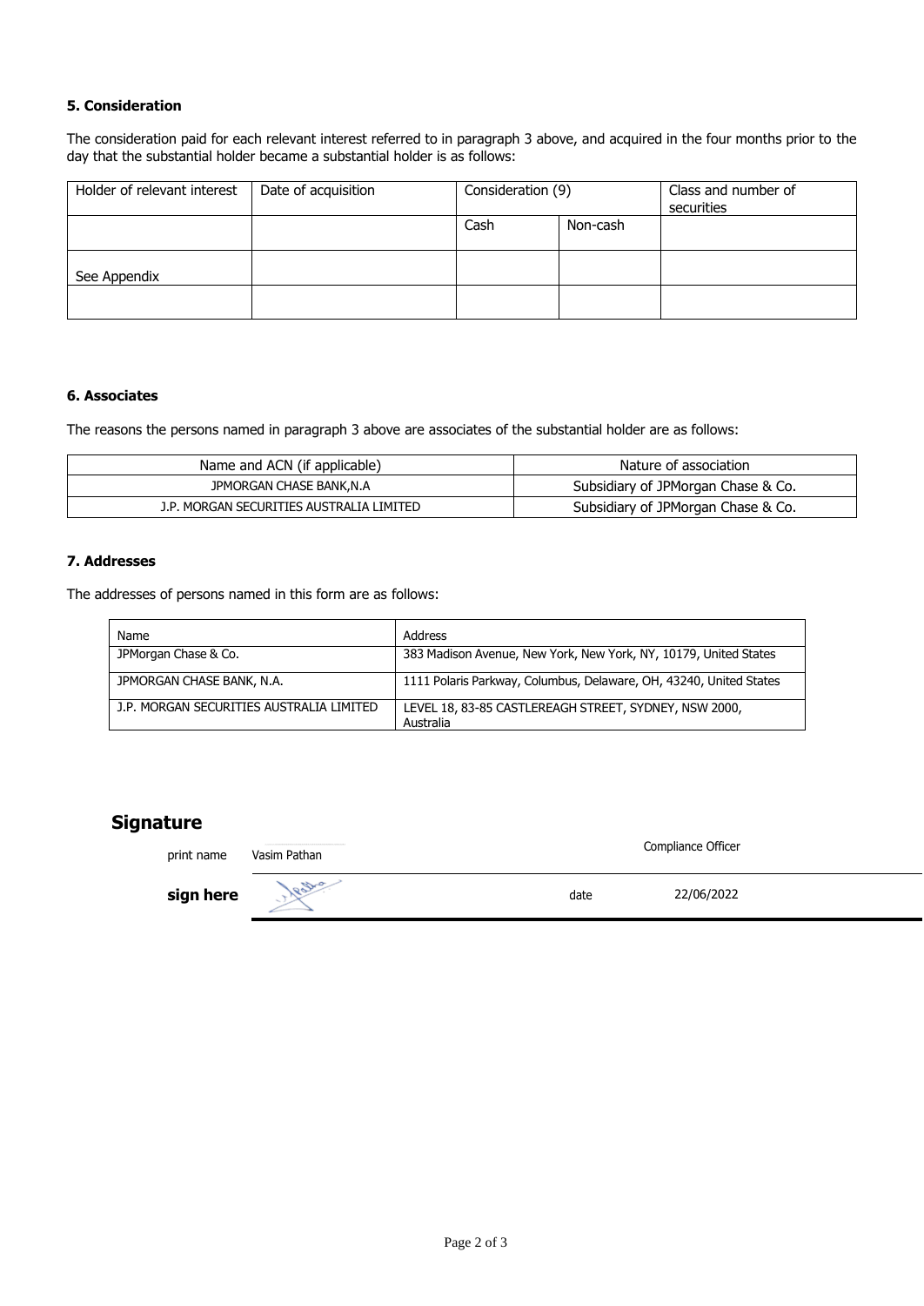### 5. Consideration

The consideration paid for each relevant interest referred to in paragraph 3 above, and acquired in the four months prior to the day that the substantial holder became a substantial holder is as follows:

| Holder of relevant interest | Date of acquisition | Consideration (9) | | Class and number of securities |
|---|---|---|---|---|
| | | Cash | Non-cash | |
| See Appendix | | | | |
| | | | | |

### 6. Associates

The reasons the persons named in paragraph 3 above are associates of the substantial holder are as follows:

| Name and ACN (if applicable) | Nature of association |
|---|---|
| JPMORGAN CHASE BANK,N.A | Subsidiary of JPMorgan Chase & Co. |
| J.P. MORGAN SECURITIES AUSTRALIA LIMITED | Subsidiary of JPMorgan Chase & Co. |

### 7. Addresses

The addresses of persons named in this form are as follows:

| Name | Address |
|---|---|
| JPMorgan Chase & Co. | 383 Madison Avenue, New York, New York, NY, 10179, United States |
| JPMORGAN CHASE BANK, N.A. | 1111 Polaris Parkway, Columbus, Delaware, OH, 43240, United States |
| J.P. MORGAN SECURITIES AUSTRALIA LIMITED | LEVEL 18, 83-85 CASTLEREAGH STREET, SYDNEY, NSW 2000, Australia |

## Signature

print name Vasim Pathan

Compliance Officer

**sign here**

date 22/06/2022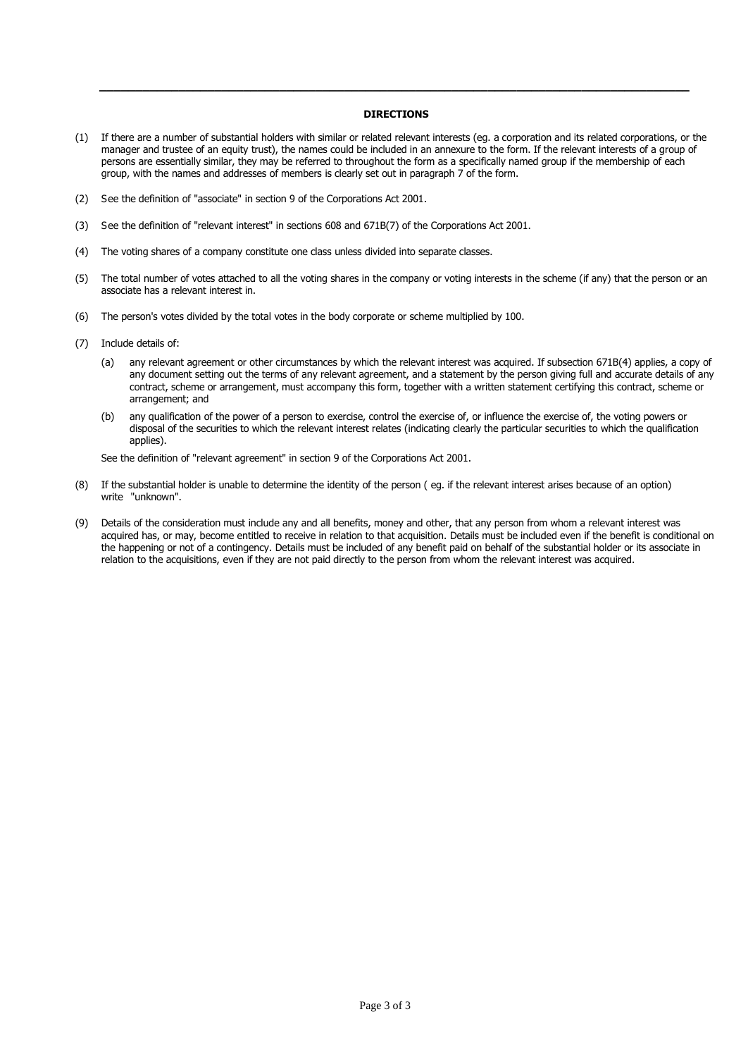## DIRECTIONS

(1) If there are a number of substantial holders with similar or related relevant interests (eg. a corporation and its related corporations, or the manager and trustee of an equity trust), the names could be included in an annexure to the form. If the relevant interests of a group of persons are essentially similar, they may be referred to throughout the form as a specifically named group if the membership of each group, with the names and addresses of members is clearly set out in paragraph 7 of the form.

(2) See the definition of "associate" in section 9 of the Corporations Act 2001.

(3) See the definition of "relevant interest" in sections 608 and 671B(7) of the Corporations Act 2001.

(4) The voting shares of a company constitute one class unless divided into separate classes.

(5) The total number of votes attached to all the voting shares in the company or voting interests in the scheme (if any) that the person or an associate has a relevant interest in.

(6) The person's votes divided by the total votes in the body corporate or scheme multiplied by 100.

(7) Include details of:

   (a) any relevant agreement or other circumstances by which the relevant interest was acquired. If subsection 671B(4) applies, a copy of any document setting out the terms of any relevant agreement, and a statement by the person giving full and accurate details of any contract, scheme or arrangement, must accompany this form, together with a written statement certifying this contract, scheme or arrangement; and

   (b) any qualification of the power of a person to exercise, control the exercise of, or influence the exercise of, the voting powers or disposal of the securities to which the relevant interest relates (indicating clearly the particular securities to which the qualification applies).

   See the definition of "relevant agreement" in section 9 of the Corporations Act 2001.

(8) If the substantial holder is unable to determine the identity of the person ( eg. if the relevant interest arises because of an option) write "unknown".

(9) Details of the consideration must include any and all benefits, money and other, that any person from whom a relevant interest was acquired has, or may, become entitled to receive in relation to that acquisition. Details must be included even if the benefit is conditional on the happening or not of a contingency. Details must be included of any benefit paid on behalf of the substantial holder or its associate in relation to the acquisitions, even if they are not paid directly to the person from whom the relevant interest was acquired.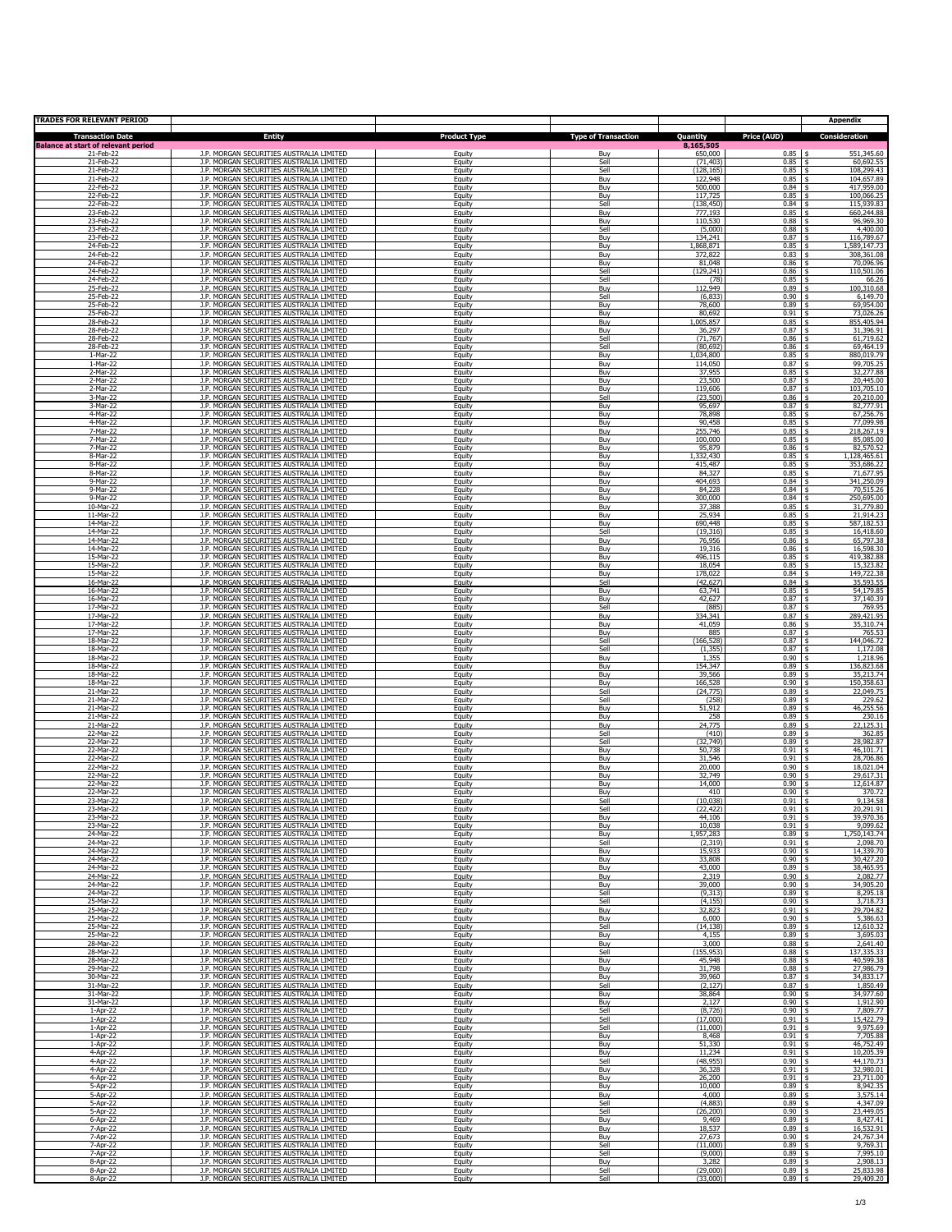| TRADES FOR RELEVANT PERIOD | | | | | | Appendix |
|---|---|---|---|---|---|---|
| **Transaction Date** | **Entity** | **Product Type** | **Type of Transaction** | **Quantity** | **Price (AUD)** | **Consideration** |
| **Balance at start of relevant period** | | | | **8,165,505** | | |
| 21-Feb-22 | J.P. MORGAN SECURITIES AUSTRALIA LIMITED | Equity | Buy | 650,000 | 0.85 | $ 551,345.60 |
| 21-Feb-22 | J.P. MORGAN SECURITIES AUSTRALIA LIMITED | Equity | Sell | (71,403) | 0.85 | $ 60,692.55 |
| 21-Feb-22 | J.P. MORGAN SECURITIES AUSTRALIA LIMITED | Equity | Sell | (128,165) | 0.85 | $ 108,299.43 |
| 21-Feb-22 | J.P. MORGAN SECURITIES AUSTRALIA LIMITED | Equity | Buy | 122,948 | 0.85 | $ 104,657.89 |
| 22-Feb-22 | J.P. MORGAN SECURITIES AUSTRALIA LIMITED | Equity | Buy | 500,000 | 0.84 | $ 417,959.00 |
| 22-Feb-22 | J.P. MORGAN SECURITIES AUSTRALIA LIMITED | Equity | Buy | 117,725 | 0.85 | $ 100,066.25 |
| 22-Feb-22 | J.P. MORGAN SECURITIES AUSTRALIA LIMITED | Equity | Sell | (138,450) | 0.84 | $ 115,939.83 |
| 23-Feb-22 | J.P. MORGAN SECURITIES AUSTRALIA LIMITED | Equity | Buy | 777,193 | 0.85 | $ 660,244.88 |
| 23-Feb-22 | J.P. MORGAN SECURITIES AUSTRALIA LIMITED | Equity | Buy | 110,530 | 0.88 | $ 96,969.30 |
| 23-Feb-22 | J.P. MORGAN SECURITIES AUSTRALIA LIMITED | Equity | Sell | (5,000) | 0.88 | $ 4,400.00 |
| 23-Feb-22 | J.P. MORGAN SECURITIES AUSTRALIA LIMITED | Equity | Buy | 134,241 | 0.87 | $ 116,789.67 |
| 24-Feb-22 | J.P. MORGAN SECURITIES AUSTRALIA LIMITED | Equity | Buy | 1,868,871 | 0.85 | $ 1,589,147.73 |
| 24-Feb-22 | J.P. MORGAN SECURITIES AUSTRALIA LIMITED | Equity | Buy | 372,822 | 0.83 | $ 308,361.08 |
| 24-Feb-22 | J.P. MORGAN SECURITIES AUSTRALIA LIMITED | Equity | Buy | 81,048 | 0.86 | $ 70,096.96 |
| 24-Feb-22 | J.P. MORGAN SECURITIES AUSTRALIA LIMITED | Equity | Sell | (129,241) | 0.86 | $ 110,501.06 |
| 24-Feb-22 | J.P. MORGAN SECURITIES AUSTRALIA LIMITED | Equity | Sell | (78) | 0.85 | $ 66.26 |
| 25-Feb-22 | J.P. MORGAN SECURITIES AUSTRALIA LIMITED | Equity | Buy | 112,949 | 0.89 | $ 100,310.68 |
| 25-Feb-22 | J.P. MORGAN SECURITIES AUSTRALIA LIMITED | Equity | Sell | (6,833) | 0.90 | $ 6,149.70 |
| 25-Feb-22 | J.P. MORGAN SECURITIES AUSTRALIA LIMITED | Equity | Buy | 78,600 | 0.89 | $ 69,954.00 |
| 25-Feb-22 | J.P. MORGAN SECURITIES AUSTRALIA LIMITED | Equity | Buy | 80,692 | 0.91 | $ 73,026.26 |
| 28-Feb-22 | J.P. MORGAN SECURITIES AUSTRALIA LIMITED | Equity | Buy | 1,005,857 | 0.85 | $ 855,405.94 |
| 28-Feb-22 | J.P. MORGAN SECURITIES AUSTRALIA LIMITED | Equity | Buy | 36,297 | 0.87 | $ 31,396.91 |
| 28-Feb-22 | J.P. MORGAN SECURITIES AUSTRALIA LIMITED | Equity | Sell | (71,767) | 0.86 | $ 61,719.62 |
| 28-Feb-22 | J.P. MORGAN SECURITIES AUSTRALIA LIMITED | Equity | Sell | (80,692) | 0.86 | $ 69,464.19 |
| 1-Mar-22 | J.P. MORGAN SECURITIES AUSTRALIA LIMITED | Equity | Buy | 1,034,800 | 0.85 | $ 880,019.79 |
| 1-Mar-22 | J.P. MORGAN SECURITIES AUSTRALIA LIMITED | Equity | Buy | 114,050 | 0.87 | $ 99,705.25 |
| 2-Mar-22 | J.P. MORGAN SECURITIES AUSTRALIA LIMITED | Equity | Buy | 37,955 | 0.85 | $ 32,277.88 |
| 2-Mar-22 | J.P. MORGAN SECURITIES AUSTRALIA LIMITED | Equity | Buy | 23,500 | 0.87 | $ 20,445.00 |
| 2-Mar-22 | J.P. MORGAN SECURITIES AUSTRALIA LIMITED | Equity | Buy | 119,606 | 0.87 | $ 103,705.10 |
| 3-Mar-22 | J.P. MORGAN SECURITIES AUSTRALIA LIMITED | Equity | Sell | (23,500) | 0.86 | $ 20,210.00 |
| 3-Mar-22 | J.P. MORGAN SECURITIES AUSTRALIA LIMITED | Equity | Buy | 95,697 | 0.87 | $ 82,777.91 |
| 4-Mar-22 | J.P. MORGAN SECURITIES AUSTRALIA LIMITED | Equity | Buy | 78,898 | 0.85 | $ 67,256.76 |
| 4-Mar-22 | J.P. MORGAN SECURITIES AUSTRALIA LIMITED | Equity | Buy | 90,458 | 0.85 | $ 77,099.98 |
| 7-Mar-22 | J.P. MORGAN SECURITIES AUSTRALIA LIMITED | Equity | Buy | 255,746 | 0.85 | $ 218,267.19 |
| 7-Mar-22 | J.P. MORGAN SECURITIES AUSTRALIA LIMITED | Equity | Buy | 100,000 | 0.85 | $ 85,085.00 |
| 7-Mar-22 | J.P. MORGAN SECURITIES AUSTRALIA LIMITED | Equity | Buy | 95,879 | 0.86 | $ 82,570.52 |
| 8-Mar-22 | J.P. MORGAN SECURITIES AUSTRALIA LIMITED | Equity | Buy | 1,332,430 | 0.85 | $ 1,128,465.61 |
| 8-Mar-22 | J.P. MORGAN SECURITIES AUSTRALIA LIMITED | Equity | Buy | 415,487 | 0.85 | $ 353,686.22 |
| 8-Mar-22 | J.P. MORGAN SECURITIES AUSTRALIA LIMITED | Equity | Buy | 84,327 | 0.85 | $ 71,677.95 |
| 9-Mar-22 | J.P. MORGAN SECURITIES AUSTRALIA LIMITED | Equity | Buy | 404,693 | 0.84 | $ 341,250.09 |
| 9-Mar-22 | J.P. MORGAN SECURITIES AUSTRALIA LIMITED | Equity | Buy | 84,228 | 0.84 | $ 70,515.26 |
| 9-Mar-22 | J.P. MORGAN SECURITIES AUSTRALIA LIMITED | Equity | Buy | 300,000 | 0.84 | $ 250,695.00 |
| 10-Mar-22 | J.P. MORGAN SECURITIES AUSTRALIA LIMITED | Equity | Buy | 37,388 | 0.85 | $ 31,779.80 |
| 11-Mar-22 | J.P. MORGAN SECURITIES AUSTRALIA LIMITED | Equity | Buy | 25,934 | 0.85 | $ 21,914.23 |
| 14-Mar-22 | J.P. MORGAN SECURITIES AUSTRALIA LIMITED | Equity | Buy | 690,448 | 0.85 | $ 587,182.53 |
| 14-Mar-22 | J.P. MORGAN SECURITIES AUSTRALIA LIMITED | Equity | Sell | (19,316) | 0.85 | $ 16,418.60 |
| 14-Mar-22 | J.P. MORGAN SECURITIES AUSTRALIA LIMITED | Equity | Buy | 76,956 | 0.86 | $ 65,797.38 |
| 14-Mar-22 | J.P. MORGAN SECURITIES AUSTRALIA LIMITED | Equity | Buy | 19,316 | 0.86 | $ 16,598.30 |
| 15-Mar-22 | J.P. MORGAN SECURITIES AUSTRALIA LIMITED | Equity | Buy | 496,115 | 0.85 | $ 419,382.88 |
| 15-Mar-22 | J.P. MORGAN SECURITIES AUSTRALIA LIMITED | Equity | Buy | 18,054 | 0.85 | $ 15,323.82 |
| 15-Mar-22 | J.P. MORGAN SECURITIES AUSTRALIA LIMITED | Equity | Buy | 178,022 | 0.84 | $ 149,722.38 |
| 16-Mar-22 | J.P. MORGAN SECURITIES AUSTRALIA LIMITED | Equity | Sell | (42,627) | 0.84 | $ 35,593.55 |
| 16-Mar-22 | J.P. MORGAN SECURITIES AUSTRALIA LIMITED | Equity | Buy | 63,741 | 0.85 | $ 54,179.85 |
| 16-Mar-22 | J.P. MORGAN SECURITIES AUSTRALIA LIMITED | Equity | Buy | 42,627 | 0.87 | $ 37,140.39 |
| 17-Mar-22 | J.P. MORGAN SECURITIES AUSTRALIA LIMITED | Equity | Sell | (885) | 0.87 | $ 769.95 |
| 17-Mar-22 | J.P. MORGAN SECURITIES AUSTRALIA LIMITED | Equity | Buy | 334,341 | 0.87 | $ 289,421.95 |
| 17-Mar-22 | J.P. MORGAN SECURITIES AUSTRALIA LIMITED | Equity | Buy | 41,059 | 0.86 | $ 35,310.74 |
| 17-Mar-22 | J.P. MORGAN SECURITIES AUSTRALIA LIMITED | Equity | Buy | 885 | 0.87 | $ 765.53 |
| 18-Mar-22 | J.P. MORGAN SECURITIES AUSTRALIA LIMITED | Equity | Sell | (166,528) | 0.87 | $ 144,046.72 |
| 18-Mar-22 | J.P. MORGAN SECURITIES AUSTRALIA LIMITED | Equity | Sell | (1,355) | 0.87 | $ 1,172.08 |
| 18-Mar-22 | J.P. MORGAN SECURITIES AUSTRALIA LIMITED | Equity | Buy | 1,355 | 0.90 | $ 1,218.96 |
| 18-Mar-22 | J.P. MORGAN SECURITIES AUSTRALIA LIMITED | Equity | Buy | 154,347 | 0.89 | $ 136,823.68 |
| 18-Mar-22 | J.P. MORGAN SECURITIES AUSTRALIA LIMITED | Equity | Buy | 39,566 | 0.89 | $ 35,213.74 |
| 18-Mar-22 | J.P. MORGAN SECURITIES AUSTRALIA LIMITED | Equity | Buy | 166,528 | 0.90 | $ 150,358.63 |
| 21-Mar-22 | J.P. MORGAN SECURITIES AUSTRALIA LIMITED | Equity | Sell | (24,775) | 0.89 | $ 22,049.75 |
| 21-Mar-22 | J.P. MORGAN SECURITIES AUSTRALIA LIMITED | Equity | Sell | (258) | 0.89 | $ 229.62 |
| 21-Mar-22 | J.P. MORGAN SECURITIES AUSTRALIA LIMITED | Equity | Buy | 51,912 | 0.89 | $ 46,255.56 |
| 21-Mar-22 | J.P. MORGAN SECURITIES AUSTRALIA LIMITED | Equity | Buy | 258 | 0.89 | $ 230.16 |
| 21-Mar-22 | J.P. MORGAN SECURITIES AUSTRALIA LIMITED | Equity | Buy | 24,775 | 0.89 | $ 22,125.31 |
| 22-Mar-22 | J.P. MORGAN SECURITIES AUSTRALIA LIMITED | Equity | Sell | (410) | 0.89 | $ 362.85 |
| 22-Mar-22 | J.P. MORGAN SECURITIES AUSTRALIA LIMITED | Equity | Sell | (32,749) | 0.89 | $ 28,982.87 |
| 22-Mar-22 | J.P. MORGAN SECURITIES AUSTRALIA LIMITED | Equity | Buy | 50,738 | 0.91 | $ 46,101.71 |
| 22-Mar-22 | J.P. MORGAN SECURITIES AUSTRALIA LIMITED | Equity | Buy | 31,546 | 0.91 | $ 28,706.86 |
| 22-Mar-22 | J.P. MORGAN SECURITIES AUSTRALIA LIMITED | Equity | Buy | 20,000 | 0.90 | $ 18,021.04 |
| 22-Mar-22 | J.P. MORGAN SECURITIES AUSTRALIA LIMITED | Equity | Buy | 32,749 | 0.90 | $ 29,617.31 |
| 22-Mar-22 | J.P. MORGAN SECURITIES AUSTRALIA LIMITED | Equity | Buy | 14,000 | 0.90 | $ 12,614.87 |
| 22-Mar-22 | J.P. MORGAN SECURITIES AUSTRALIA LIMITED | Equity | Buy | 410 | 0.90 | $ 370.72 |
| 23-Mar-22 | J.P. MORGAN SECURITIES AUSTRALIA LIMITED | Equity | Sell | (10,038) | 0.91 | $ 9,134.58 |
| 23-Mar-22 | J.P. MORGAN SECURITIES AUSTRALIA LIMITED | Equity | Sell | (22,422) | 0.91 | $ 20,291.91 |
| 23-Mar-22 | J.P. MORGAN SECURITIES AUSTRALIA LIMITED | Equity | Buy | 44,106 | 0.91 | $ 39,970.36 |
| 23-Mar-22 | J.P. MORGAN SECURITIES AUSTRALIA LIMITED | Equity | Buy | 10,038 | 0.91 | $ 9,099.62 |
| 24-Mar-22 | J.P. MORGAN SECURITIES AUSTRALIA LIMITED | Equity | Buy | 1,957,283 | 0.89 | $ 1,750,143.74 |
| 24-Mar-22 | J.P. MORGAN SECURITIES AUSTRALIA LIMITED | Equity | Sell | (2,319) | 0.91 | $ 2,098.70 |
| 24-Mar-22 | J.P. MORGAN SECURITIES AUSTRALIA LIMITED | Equity | Buy | 15,933 | 0.90 | $ 14,339.70 |
| 24-Mar-22 | J.P. MORGAN SECURITIES AUSTRALIA LIMITED | Equity | Buy | 33,808 | 0.90 | $ 30,427.20 |
| 24-Mar-22 | J.P. MORGAN SECURITIES AUSTRALIA LIMITED | Equity | Buy | 43,000 | 0.89 | $ 38,465.95 |
| 24-Mar-22 | J.P. MORGAN SECURITIES AUSTRALIA LIMITED | Equity | Buy | 2,319 | 0.90 | $ 2,082.77 |
| 24-Mar-22 | J.P. MORGAN SECURITIES AUSTRALIA LIMITED | Equity | Buy | 39,000 | 0.90 | $ 34,905.20 |
| 24-Mar-22 | J.P. MORGAN SECURITIES AUSTRALIA LIMITED | Equity | Sell | (9,313) | 0.89 | $ 8,295.18 |
| 25-Mar-22 | J.P. MORGAN SECURITIES AUSTRALIA LIMITED | Equity | Sell | (4,155) | 0.90 | $ 3,718.73 |
| 25-Mar-22 | J.P. MORGAN SECURITIES AUSTRALIA LIMITED | Equity | Buy | 32,823 | 0.91 | $ 29,704.82 |
| 25-Mar-22 | J.P. MORGAN SECURITIES AUSTRALIA LIMITED | Equity | Buy | 6,000 | 0.90 | $ 5,386.63 |
| 25-Mar-22 | J.P. MORGAN SECURITIES AUSTRALIA LIMITED | Equity | Sell | (14,138) | 0.89 | $ 12,610.32 |
| 25-Mar-22 | J.P. MORGAN SECURITIES AUSTRALIA LIMITED | Equity | Buy | 4,155 | 0.89 | $ 3,695.03 |
| 28-Mar-22 | J.P. MORGAN SECURITIES AUSTRALIA LIMITED | Equity | Buy | 3,000 | 0.88 | $ 2,641.40 |
| 28-Mar-22 | J.P. MORGAN SECURITIES AUSTRALIA LIMITED | Equity | Sell | (155,953) | 0.88 | $ 137,335.33 |
| 28-Mar-22 | J.P. MORGAN SECURITIES AUSTRALIA LIMITED | Equity | Buy | 45,948 | 0.88 | $ 40,599.38 |
| 29-Mar-22 | J.P. MORGAN SECURITIES AUSTRALIA LIMITED | Equity | Buy | 31,798 | 0.88 | $ 27,986.79 |
| 30-Mar-22 | J.P. MORGAN SECURITIES AUSTRALIA LIMITED | Equity | Buy | 39,960 | 0.87 | $ 34,833.17 |
| 31-Mar-22 | J.P. MORGAN SECURITIES AUSTRALIA LIMITED | Equity | Sell | (2,127) | 0.87 | $ 1,850.49 |
| 31-Mar-22 | J.P. MORGAN SECURITIES AUSTRALIA LIMITED | Equity | Buy | 38,864 | 0.90 | $ 34,977.60 |
| 31-Mar-22 | J.P. MORGAN SECURITIES AUSTRALIA LIMITED | Equity | Buy | 2,127 | 0.90 | $ 1,912.90 |
| 1-Apr-22 | J.P. MORGAN SECURITIES AUSTRALIA LIMITED | Equity | Sell | (8,726) | 0.90 | $ 7,809.77 |
| 1-Apr-22 | J.P. MORGAN SECURITIES AUSTRALIA LIMITED | Equity | Sell | (17,000) | 0.91 | $ 15,422.79 |
| 1-Apr-22 | J.P. MORGAN SECURITIES AUSTRALIA LIMITED | Equity | Sell | (11,000) | 0.91 | $ 9,975.69 |
| 1-Apr-22 | J.P. MORGAN SECURITIES AUSTRALIA LIMITED | Equity | Buy | 8,468 | 0.91 | $ 7,705.88 |
| 1-Apr-22 | J.P. MORGAN SECURITIES AUSTRALIA LIMITED | Equity | Buy | 51,330 | 0.91 | $ 46,752.49 |
| 4-Apr-22 | J.P. MORGAN SECURITIES AUSTRALIA LIMITED | Equity | Buy | 11,234 | 0.91 | $ 10,205.39 |
| 4-Apr-22 | J.P. MORGAN SECURITIES AUSTRALIA LIMITED | Equity | Sell | (48,955) | 0.90 | $ 44,170.73 |
| 4-Apr-22 | J.P. MORGAN SECURITIES AUSTRALIA LIMITED | Equity | Buy | 36,328 | 0.91 | $ 32,980.01 |
| 4-Apr-22 | J.P. MORGAN SECURITIES AUSTRALIA LIMITED | Equity | Buy | 26,200 | 0.91 | $ 23,711.00 |
| 5-Apr-22 | J.P. MORGAN SECURITIES AUSTRALIA LIMITED | Equity | Buy | 10,000 | 0.89 | $ 8,942.35 |
| 5-Apr-22 | J.P. MORGAN SECURITIES AUSTRALIA LIMITED | Equity | Buy | 4,000 | 0.89 | $ 3,575.14 |
| 5-Apr-22 | J.P. MORGAN SECURITIES AUSTRALIA LIMITED | Equity | Sell | (4,883) | 0.89 | $ 4,347.09 |
| 5-Apr-22 | J.P. MORGAN SECURITIES AUSTRALIA LIMITED | Equity | Sell | (26,200) | 0.90 | $ 23,449.05 |
| 6-Apr-22 | J.P. MORGAN SECURITIES AUSTRALIA LIMITED | Equity | Buy | 9,469 | 0.89 | $ 8,427.41 |
| 7-Apr-22 | J.P. MORGAN SECURITIES AUSTRALIA LIMITED | Equity | Buy | 18,537 | 0.89 | $ 16,532.91 |
| 7-Apr-22 | J.P. MORGAN SECURITIES AUSTRALIA LIMITED | Equity | Buy | 27,673 | 0.90 | $ 24,767.34 |
| 7-Apr-22 | J.P. MORGAN SECURITIES AUSTRALIA LIMITED | Equity | Sell | (11,000) | 0.89 | $ 9,769.31 |
| 7-Apr-22 | J.P. MORGAN SECURITIES AUSTRALIA LIMITED | Equity | Sell | (9,000) | 0.89 | $ 7,995.10 |
| 8-Apr-22 | J.P. MORGAN SECURITIES AUSTRALIA LIMITED | Equity | Buy | 3,282 | 0.89 | $ 2,908.13 |
| 8-Apr-22 | J.P. MORGAN SECURITIES AUSTRALIA LIMITED | Equity | Sell | (29,000) | 0.89 | $ 25,833.98 |
| 8-Apr-22 | J.P. MORGAN SECURITIES AUSTRALIA LIMITED | Equity | Sell | (33,000) | 0.89 | $ 29,409.20 |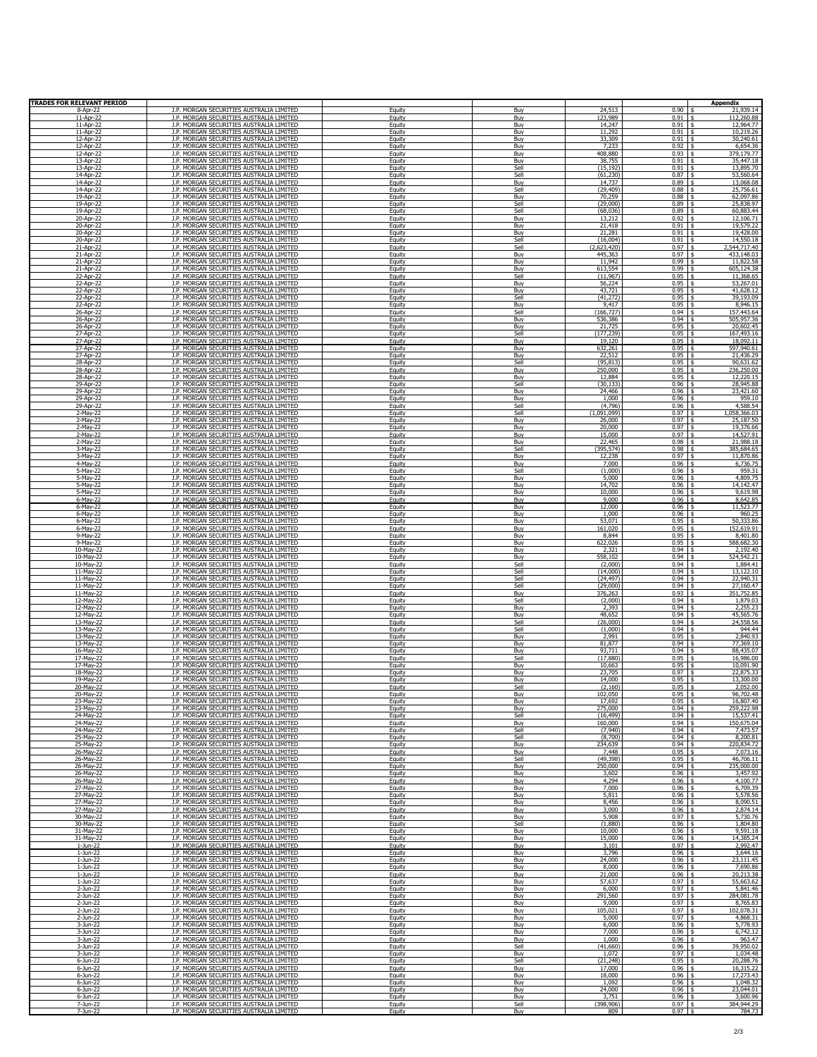| TRADES FOR RELEVANT PERIOD | | | | | | Appendix |
|---|---|---|---|---|---|---|
| 8-Apr-22 | J.P. MORGAN SECURITIES AUSTRALIA LIMITED | Equity | Buy | 24,513 | 0.90 | $ 21,939.14 |
| 11-Apr-22 | J.P. MORGAN SECURITIES AUSTRALIA LIMITED | Equity | Buy | 123,989 | 0.91 | $ 112,260.88 |
| 11-Apr-22 | J.P. MORGAN SECURITIES AUSTRALIA LIMITED | Equity | Buy | 14,247 | 0.91 | $ 12,964.77 |
| 11-Apr-22 | J.P. MORGAN SECURITIES AUSTRALIA LIMITED | Equity | Buy | 11,292 | 0.91 | $ 10,219.26 |
| 12-Apr-22 | J.P. MORGAN SECURITIES AUSTRALIA LIMITED | Equity | Buy | 33,309 | 0.91 | $ 30,240.61 |
| 12-Apr-22 | J.P. MORGAN SECURITIES AUSTRALIA LIMITED | Equity | Buy | 7,233 | 0.92 | $ 6,654.36 |
| 12-Apr-22 | J.P. MORGAN SECURITIES AUSTRALIA LIMITED | Equity | Buy | 408,880 | 0.93 | $ 379,179.77 |
| 13-Apr-22 | J.P. MORGAN SECURITIES AUSTRALIA LIMITED | Equity | Buy | 38,755 | 0.91 | $ 35,447.18 |
| 13-Apr-22 | J.P. MORGAN SECURITIES AUSTRALIA LIMITED | Equity | Sell | (15,192) | 0.91 | $ 13,895.70 |
| 14-Apr-22 | J.P. MORGAN SECURITIES AUSTRALIA LIMITED | Equity | Sell | (61,230) | 0.87 | $ 53,560.64 |
| 14-Apr-22 | J.P. MORGAN SECURITIES AUSTRALIA LIMITED | Equity | Buy | 14,737 | 0.89 | $ 13,068.08 |
| 14-Apr-22 | J.P. MORGAN SECURITIES AUSTRALIA LIMITED | Equity | Sell | (29,409) | 0.88 | $ 25,756.61 |
| 19-Apr-22 | J.P. MORGAN SECURITIES AUSTRALIA LIMITED | Equity | Buy | 70,259 | 0.88 | $ 62,097.86 |
| 19-Apr-22 | J.P. MORGAN SECURITIES AUSTRALIA LIMITED | Equity | Sell | (29,000) | 0.89 | $ 25,838.97 |
| 19-Apr-22 | J.P. MORGAN SECURITIES AUSTRALIA LIMITED | Equity | Sell | (68,036) | 0.89 | $ 60,883.44 |
| 20-Apr-22 | J.P. MORGAN SECURITIES AUSTRALIA LIMITED | Equity | Buy | 13,212 | 0.92 | $ 12,106.71 |
| 20-Apr-22 | J.P. MORGAN SECURITIES AUSTRALIA LIMITED | Equity | Buy | 21,418 | 0.91 | $ 19,579.22 |
| 20-Apr-22 | J.P. MORGAN SECURITIES AUSTRALIA LIMITED | Equity | Buy | 21,281 | 0.91 | $ 19,428.00 |
| 20-Apr-22 | J.P. MORGAN SECURITIES AUSTRALIA LIMITED | Equity | Sell | (16,004) | 0.91 | $ 14,550.18 |
| 21-Apr-22 | J.P. MORGAN SECURITIES AUSTRALIA LIMITED | Equity | Sell | (2,623,420) | 0.97 | $ 2,544,717.40 |
| 21-Apr-22 | J.P. MORGAN SECURITIES AUSTRALIA LIMITED | Equity | Buy | 445,363 | 0.97 | $ 433,148.03 |
| 21-Apr-22 | J.P. MORGAN SECURITIES AUSTRALIA LIMITED | Equity | Buy | 11,942 | 0.99 | $ 11,822.58 |
| 21-Apr-22 | J.P. MORGAN SECURITIES AUSTRALIA LIMITED | Equity | Buy | 613,554 | 0.99 | $ 605,124.38 |
| 22-Apr-22 | J.P. MORGAN SECURITIES AUSTRALIA LIMITED | Equity | Sell | (11,967) | 0.95 | $ 11,368.65 |
| 22-Apr-22 | J.P. MORGAN SECURITIES AUSTRALIA LIMITED | Equity | Buy | 56,224 | 0.95 | $ 53,267.01 |
| 22-Apr-22 | J.P. MORGAN SECURITIES AUSTRALIA LIMITED | Equity | Buy | 43,721 | 0.95 | $ 41,628.12 |
| 22-Apr-22 | J.P. MORGAN SECURITIES AUSTRALIA LIMITED | Equity | Sell | (41,272) | 0.95 | $ 39,193.09 |
| 22-Apr-22 | J.P. MORGAN SECURITIES AUSTRALIA LIMITED | Equity | Buy | 9,417 | 0.95 | $ 8,946.15 |
| 26-Apr-22 | J.P. MORGAN SECURITIES AUSTRALIA LIMITED | Equity | Sell | (166,727) | 0.94 | $ 157,443.64 |
| 26-Apr-22 | J.P. MORGAN SECURITIES AUSTRALIA LIMITED | Equity | Buy | 536,386 | 0.94 | $ 505,957.36 |
| 26-Apr-22 | J.P. MORGAN SECURITIES AUSTRALIA LIMITED | Equity | Buy | 21,725 | 0.95 | $ 20,602.45 |
| 27-Apr-22 | J.P. MORGAN SECURITIES AUSTRALIA LIMITED | Equity | Sell | (177,239) | 0.95 | $ 167,493.16 |
| 27-Apr-22 | J.P. MORGAN SECURITIES AUSTRALIA LIMITED | Equity | Buy | 19,120 | 0.95 | $ 18,092.11 |
| 27-Apr-22 | J.P. MORGAN SECURITIES AUSTRALIA LIMITED | Equity | Buy | 632,261 | 0.95 | $ 597,940.61 |
| 27-Apr-22 | J.P. MORGAN SECURITIES AUSTRALIA LIMITED | Equity | Buy | 22,512 | 0.95 | $ 21,436.29 |
| 28-Apr-22 | J.P. MORGAN SECURITIES AUSTRALIA LIMITED | Equity | Sell | (95,813) | 0.95 | $ 90,631.62 |
| 28-Apr-22 | J.P. MORGAN SECURITIES AUSTRALIA LIMITED | Equity | Buy | 250,000 | 0.95 | $ 236,250.00 |
| 28-Apr-22 | J.P. MORGAN SECURITIES AUSTRALIA LIMITED | Equity | Buy | 12,884 | 0.95 | $ 12,220.15 |
| 29-Apr-22 | J.P. MORGAN SECURITIES AUSTRALIA LIMITED | Equity | Sell | (30,133) | 0.96 | $ 28,945.88 |
| 29-Apr-22 | J.P. MORGAN SECURITIES AUSTRALIA LIMITED | Equity | Buy | 24,466 | 0.96 | $ 23,421.60 |
| 29-Apr-22 | J.P. MORGAN SECURITIES AUSTRALIA LIMITED | Equity | Buy | 1,000 | 0.96 | $ 959.10 |
| 29-Apr-22 | J.P. MORGAN SECURITIES AUSTRALIA LIMITED | Equity | Sell | (4,796) | 0.96 | $ 4,588.54 |
| 2-May-22 | J.P. MORGAN SECURITIES AUSTRALIA LIMITED | Equity | Sell | (1,091,099) | 0.97 | $ 1,058,366.03 |
| 2-May-22 | J.P. MORGAN SECURITIES AUSTRALIA LIMITED | Equity | Buy | 26,000 | 0.97 | $ 25,187.50 |
| 2-May-22 | J.P. MORGAN SECURITIES AUSTRALIA LIMITED | Equity | Buy | 20,000 | 0.97 | $ 19,376.66 |
| 2-May-22 | J.P. MORGAN SECURITIES AUSTRALIA LIMITED | Equity | Buy | 15,000 | 0.97 | $ 14,527.91 |
| 2-May-22 | J.P. MORGAN SECURITIES AUSTRALIA LIMITED | Equity | Buy | 22,465 | 0.98 | $ 21,988.18 |
| 3-May-22 | J.P. MORGAN SECURITIES AUSTRALIA LIMITED | Equity | Sell | (395,574) | 0.98 | $ 385,684.65 |
| 3-May-22 | J.P. MORGAN SECURITIES AUSTRALIA LIMITED | Equity | Buy | 12,238 | 0.97 | $ 11,870.86 |
| 4-May-22 | J.P. MORGAN SECURITIES AUSTRALIA LIMITED | Equity | Buy | 7,000 | 0.96 | $ 6,736.75 |
| 5-May-22 | J.P. MORGAN SECURITIES AUSTRALIA LIMITED | Equity | Sell | (1,000) | 0.96 | $ 959.31 |
| 5-May-22 | J.P. MORGAN SECURITIES AUSTRALIA LIMITED | Equity | Buy | 5,000 | 0.96 | $ 4,809.75 |
| 5-May-22 | J.P. MORGAN SECURITIES AUSTRALIA LIMITED | Equity | Buy | 14,702 | 0.96 | $ 14,142.47 |
| 5-May-22 | J.P. MORGAN SECURITIES AUSTRALIA LIMITED | Equity | Buy | 10,000 | 0.96 | $ 9,619.98 |
| 6-May-22 | J.P. MORGAN SECURITIES AUSTRALIA LIMITED | Equity | Buy | 9,000 | 0.96 | $ 8,642.85 |
| 6-May-22 | J.P. MORGAN SECURITIES AUSTRALIA LIMITED | Equity | Buy | 12,000 | 0.96 | $ 11,523.77 |
| 6-May-22 | J.P. MORGAN SECURITIES AUSTRALIA LIMITED | Equity | Buy | 1,000 | 0.96 | $ 960.25 |
| 6-May-22 | J.P. MORGAN SECURITIES AUSTRALIA LIMITED | Equity | Buy | 53,071 | 0.95 | $ 50,333.86 |
| 6-May-22 | J.P. MORGAN SECURITIES AUSTRALIA LIMITED | Equity | Buy | 161,020 | 0.95 | $ 152,619.91 |
| 9-May-22 | J.P. MORGAN SECURITIES AUSTRALIA LIMITED | Equity | Buy | 8,844 | 0.95 | $ 8,401.80 |
| 9-May-22 | J.P. MORGAN SECURITIES AUSTRALIA LIMITED | Equity | Buy | 622,026 | 0.95 | $ 588,682.30 |
| 10-May-22 | J.P. MORGAN SECURITIES AUSTRALIA LIMITED | Equity | Buy | 2,321 | 0.94 | $ 2,192.40 |
| 10-May-22 | J.P. MORGAN SECURITIES AUSTRALIA LIMITED | Equity | Buy | 558,102 | 0.94 | $ 524,542.21 |
| 10-May-22 | J.P. MORGAN SECURITIES AUSTRALIA LIMITED | Equity | Sell | (2,000) | 0.94 | $ 1,884.41 |
| 11-May-22 | J.P. MORGAN SECURITIES AUSTRALIA LIMITED | Equity | Sell | (14,000) | 0.94 | $ 13,122.10 |
| 11-May-22 | J.P. MORGAN SECURITIES AUSTRALIA LIMITED | Equity | Sell | (24,497) | 0.94 | $ 22,940.31 |
| 11-May-22 | J.P. MORGAN SECURITIES AUSTRALIA LIMITED | Equity | Sell | (29,000) | 0.94 | $ 27,160.47 |
| 11-May-22 | J.P. MORGAN SECURITIES AUSTRALIA LIMITED | Equity | Buy | 376,263 | 0.93 | $ 351,752.85 |
| 12-May-22 | J.P. MORGAN SECURITIES AUSTRALIA LIMITED | Equity | Sell | (2,000) | 0.94 | $ 1,879.03 |
| 12-May-22 | J.P. MORGAN SECURITIES AUSTRALIA LIMITED | Equity | Buy | 2,393 | 0.94 | $ 2,255.23 |
| 12-May-22 | J.P. MORGAN SECURITIES AUSTRALIA LIMITED | Equity | Buy | 48,652 | 0.94 | $ 45,565.76 |
| 13-May-22 | J.P. MORGAN SECURITIES AUSTRALIA LIMITED | Equity | Sell | (26,000) | 0.94 | $ 24,558.56 |
| 13-May-22 | J.P. MORGAN SECURITIES AUSTRALIA LIMITED | Equity | Sell | (1,000) | 0.94 | $ 944.44 |
| 13-May-22 | J.P. MORGAN SECURITIES AUSTRALIA LIMITED | Equity | Buy | 2,991 | 0.95 | $ 2,840.93 |
| 13-May-22 | J.P. MORGAN SECURITIES AUSTRALIA LIMITED | Equity | Buy | 81,877 | 0.94 | $ 77,369.10 |
| 16-May-22 | J.P. MORGAN SECURITIES AUSTRALIA LIMITED | Equity | Buy | 93,711 | 0.94 | $ 88,435.07 |
| 17-May-22 | J.P. MORGAN SECURITIES AUSTRALIA LIMITED | Equity | Sell | (17,880) | 0.95 | $ 16,986.00 |
| 17-May-22 | J.P. MORGAN SECURITIES AUSTRALIA LIMITED | Equity | Buy | 10,663 | 0.95 | $ 10,091.90 |
| 18-May-22 | J.P. MORGAN SECURITIES AUSTRALIA LIMITED | Equity | Buy | 23,705 | 0.97 | $ 22,875.33 |
| 19-May-22 | J.P. MORGAN SECURITIES AUSTRALIA LIMITED | Equity | Buy | 14,000 | 0.95 | $ 13,300.00 |
| 20-May-22 | J.P. MORGAN SECURITIES AUSTRALIA LIMITED | Equity | Sell | (2,160) | 0.95 | $ 2,052.00 |
| 20-May-22 | J.P. MORGAN SECURITIES AUSTRALIA LIMITED | Equity | Buy | 102,050 | 0.95 | $ 96,702.48 |
| 23-May-22 | J.P. MORGAN SECURITIES AUSTRALIA LIMITED | Equity | Buy | 17,692 | 0.95 | $ 16,807.40 |
| 23-May-22 | J.P. MORGAN SECURITIES AUSTRALIA LIMITED | Equity | Buy | 275,000 | 0.94 | $ 259,222.98 |
| 24-May-22 | J.P. MORGAN SECURITIES AUSTRALIA LIMITED | Equity | Sell | (16,499) | 0.94 | $ 15,537.41 |
| 24-May-22 | J.P. MORGAN SECURITIES AUSTRALIA LIMITED | Equity | Buy | 160,000 | 0.94 | $ 150,675.04 |
| 24-May-22 | J.P. MORGAN SECURITIES AUSTRALIA LIMITED | Equity | Sell | (7,940) | 0.94 | $ 7,473.57 |
| 25-May-22 | J.P. MORGAN SECURITIES AUSTRALIA LIMITED | Equity | Sell | (8,700) | 0.94 | $ 8,200.81 |
| 25-May-22 | J.P. MORGAN SECURITIES AUSTRALIA LIMITED | Equity | Buy | 234,639 | 0.94 | $ 220,834.72 |
| 26-May-22 | J.P. MORGAN SECURITIES AUSTRALIA LIMITED | Equity | Buy | 7,448 | 0.95 | $ 7,073.16 |
| 26-May-22 | J.P. MORGAN SECURITIES AUSTRALIA LIMITED | Equity | Sell | (49,398) | 0.95 | $ 46,706.11 |
| 26-May-22 | J.P. MORGAN SECURITIES AUSTRALIA LIMITED | Equity | Buy | 250,000 | 0.94 | $ 235,000.00 |
| 26-May-22 | J.P. MORGAN SECURITIES AUSTRALIA LIMITED | Equity | Buy | 3,602 | 0.96 | $ 3,457.92 |
| 26-May-22 | J.P. MORGAN SECURITIES AUSTRALIA LIMITED | Equity | Buy | 4,294 | 0.96 | $ 4,100.77 |
| 27-May-22 | J.P. MORGAN SECURITIES AUSTRALIA LIMITED | Equity | Buy | 7,000 | 0.96 | $ 6,709.39 |
| 27-May-22 | J.P. MORGAN SECURITIES AUSTRALIA LIMITED | Equity | Buy | 5,811 | 0.96 | $ 5,578.56 |
| 27-May-22 | J.P. MORGAN SECURITIES AUSTRALIA LIMITED | Equity | Buy | 8,456 | 0.96 | $ 8,090.51 |
| 27-May-22 | J.P. MORGAN SECURITIES AUSTRALIA LIMITED | Equity | Buy | 3,000 | 0.96 | $ 2,874.14 |
| 30-May-22 | J.P. MORGAN SECURITIES AUSTRALIA LIMITED | Equity | Buy | 5,908 | 0.97 | $ 5,730.76 |
| 30-May-22 | J.P. MORGAN SECURITIES AUSTRALIA LIMITED | Equity | Sell | (1,880) | 0.96 | $ 1,804.80 |
| 31-May-22 | J.P. MORGAN SECURITIES AUSTRALIA LIMITED | Equity | Buy | 10,000 | 0.96 | $ 9,591.18 |
| 31-May-22 | J.P. MORGAN SECURITIES AUSTRALIA LIMITED | Equity | Buy | 15,000 | 0.96 | $ 14,385.24 |
| 1-Jun-22 | J.P. MORGAN SECURITIES AUSTRALIA LIMITED | Equity | Buy | 3,101 | 0.97 | $ 2,992.47 |
| 1-Jun-22 | J.P. MORGAN SECURITIES AUSTRALIA LIMITED | Equity | Buy | 3,796 | 0.96 | $ 3,644.16 |
| 1-Jun-22 | J.P. MORGAN SECURITIES AUSTRALIA LIMITED | Equity | Buy | 24,000 | 0.96 | $ 23,111.45 |
| 1-Jun-22 | J.P. MORGAN SECURITIES AUSTRALIA LIMITED | Equity | Buy | 8,000 | 0.96 | $ 7,690.86 |
| 1-Jun-22 | J.P. MORGAN SECURITIES AUSTRALIA LIMITED | Equity | Buy | 21,000 | 0.96 | $ 20,213.38 |
| 1-Jun-22 | J.P. MORGAN SECURITIES AUSTRALIA LIMITED | Equity | Buy | 57,637 | 0.97 | $ 55,663.62 |
| 2-Jun-22 | J.P. MORGAN SECURITIES AUSTRALIA LIMITED | Equity | Buy | 6,000 | 0.97 | $ 5,841.46 |
| 2-Jun-22 | J.P. MORGAN SECURITIES AUSTRALIA LIMITED | Equity | Buy | 291,560 | 0.97 | $ 284,081.78 |
| 2-Jun-22 | J.P. MORGAN SECURITIES AUSTRALIA LIMITED | Equity | Buy | 9,000 | 0.97 | $ 8,765.83 |
| 2-Jun-22 | J.P. MORGAN SECURITIES AUSTRALIA LIMITED | Equity | Buy | 105,021 | 0.97 | $ 102,078.31 |
| 2-Jun-22 | J.P. MORGAN SECURITIES AUSTRALIA LIMITED | Equity | Buy | 5,000 | 0.97 | $ 4,868.31 |
| 3-Jun-22 | J.P. MORGAN SECURITIES AUSTRALIA LIMITED | Equity | Buy | 6,000 | 0.96 | $ 5,778.93 |
| 3-Jun-22 | J.P. MORGAN SECURITIES AUSTRALIA LIMITED | Equity | Buy | 7,000 | 0.96 | $ 6,742.12 |
| 3-Jun-22 | J.P. MORGAN SECURITIES AUSTRALIA LIMITED | Equity | Buy | 1,000 | 0.96 | $ 963.47 |
| 3-Jun-22 | J.P. MORGAN SECURITIES AUSTRALIA LIMITED | Equity | Sell | (41,660) | 0.96 | $ 39,950.02 |
| 3-Jun-22 | J.P. MORGAN SECURITIES AUSTRALIA LIMITED | Equity | Buy | 1,072 | 0.97 | $ 1,034.48 |
| 6-Jun-22 | J.P. MORGAN SECURITIES AUSTRALIA LIMITED | Equity | Sell | (21,248) | 0.95 | $ 20,288.76 |
| 6-Jun-22 | J.P. MORGAN SECURITIES AUSTRALIA LIMITED | Equity | Buy | 17,000 | 0.96 | $ 16,315.22 |
| 6-Jun-22 | J.P. MORGAN SECURITIES AUSTRALIA LIMITED | Equity | Buy | 18,000 | 0.96 | $ 17,273.43 |
| 6-Jun-22 | J.P. MORGAN SECURITIES AUSTRALIA LIMITED | Equity | Buy | 1,092 | 0.96 | $ 1,048.32 |
| 6-Jun-22 | J.P. MORGAN SECURITIES AUSTRALIA LIMITED | Equity | Buy | 24,000 | 0.96 | $ 23,044.01 |
| 6-Jun-22 | J.P. MORGAN SECURITIES AUSTRALIA LIMITED | Equity | Buy | 3,751 | 0.96 | $ 3,600.96 |
| 7-Jun-22 | J.P. MORGAN SECURITIES AUSTRALIA LIMITED | Equity | Sell | (398,906) | 0.97 | $ 384,944.29 |
| 7-Jun-22 | J.P. MORGAN SECURITIES AUSTRALIA LIMITED | Equity | Buy | 809 | 0.97 | $ 784.73 |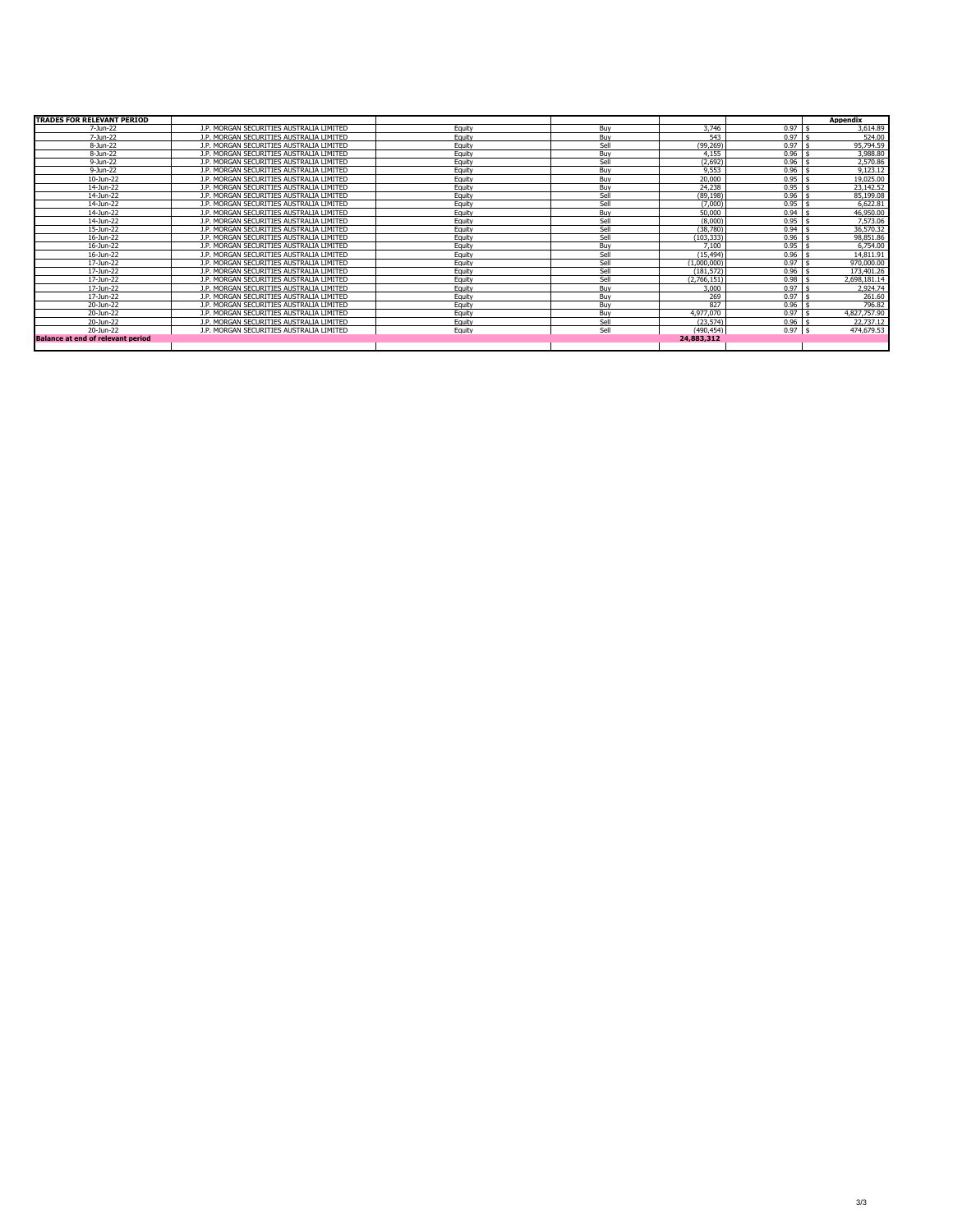| TRADES FOR RELEVANT PERIOD | | | | | | Appendix |
|---|---|---|---|---|---|---|
| 7-Jun-22 | J.P. MORGAN SECURITIES AUSTRALIA LIMITED | Equity | Buy | 3,746 | 0.97 | $ 3,614.89 |
| 7-Jun-22 | J.P. MORGAN SECURITIES AUSTRALIA LIMITED | Equity | Buy | 543 | 0.97 | $ 524.00 |
| 8-Jun-22 | J.P. MORGAN SECURITIES AUSTRALIA LIMITED | Equity | Sell | (99,269) | 0.97 | $ 95,794.59 |
| 8-Jun-22 | J.P. MORGAN SECURITIES AUSTRALIA LIMITED | Equity | Buy | 4,155 | 0.96 | $ 3,988.80 |
| 9-Jun-22 | J.P. MORGAN SECURITIES AUSTRALIA LIMITED | Equity | Sell | (2,692) | 0.96 | $ 2,570.86 |
| 9-Jun-22 | J.P. MORGAN SECURITIES AUSTRALIA LIMITED | Equity | Buy | 9,553 | 0.96 | $ 9,123.12 |
| 10-Jun-22 | J.P. MORGAN SECURITIES AUSTRALIA LIMITED | Equity | Buy | 20,000 | 0.95 | $ 19,025.00 |
| 14-Jun-22 | J.P. MORGAN SECURITIES AUSTRALIA LIMITED | Equity | Buy | 24,238 | 0.95 | $ 23,142.52 |
| 14-Jun-22 | J.P. MORGAN SECURITIES AUSTRALIA LIMITED | Equity | Sell | (89,198) | 0.96 | $ 85,199.08 |
| 14-Jun-22 | J.P. MORGAN SECURITIES AUSTRALIA LIMITED | Equity | Sell | (7,000) | 0.95 | $ 6,622.81 |
| 14-Jun-22 | J.P. MORGAN SECURITIES AUSTRALIA LIMITED | Equity | Buy | 50,000 | 0.94 | $ 46,950.00 |
| 14-Jun-22 | J.P. MORGAN SECURITIES AUSTRALIA LIMITED | Equity | Sell | (8,000) | 0.95 | $ 7,573.06 |
| 15-Jun-22 | J.P. MORGAN SECURITIES AUSTRALIA LIMITED | Equity | Sell | (38,780) | 0.94 | $ 36,570.32 |
| 16-Jun-22 | J.P. MORGAN SECURITIES AUSTRALIA LIMITED | Equity | Sell | (103,333) | 0.96 | $ 98,851.86 |
| 16-Jun-22 | J.P. MORGAN SECURITIES AUSTRALIA LIMITED | Equity | Buy | 7,100 | 0.95 | $ 6,754.00 |
| 16-Jun-22 | J.P. MORGAN SECURITIES AUSTRALIA LIMITED | Equity | Sell | (15,494) | 0.96 | $ 14,811.91 |
| 17-Jun-22 | J.P. MORGAN SECURITIES AUSTRALIA LIMITED | Equity | Sell | (1,000,000) | 0.97 | $ 970,000.00 |
| 17-Jun-22 | J.P. MORGAN SECURITIES AUSTRALIA LIMITED | Equity | Sell | (181,572) | 0.96 | $ 173,401.26 |
| 17-Jun-22 | J.P. MORGAN SECURITIES AUSTRALIA LIMITED | Equity | Sell | (2,766,151) | 0.98 | $ 2,698,181.14 |
| 17-Jun-22 | J.P. MORGAN SECURITIES AUSTRALIA LIMITED | Equity | Buy | 3,000 | 0.97 | $ 2,924.74 |
| 17-Jun-22 | J.P. MORGAN SECURITIES AUSTRALIA LIMITED | Equity | Buy | 269 | 0.97 | $ 261.60 |
| 20-Jun-22 | J.P. MORGAN SECURITIES AUSTRALIA LIMITED | Equity | Buy | 827 | 0.96 | $ 796.82 |
| 20-Jun-22 | J.P. MORGAN SECURITIES AUSTRALIA LIMITED | Equity | Buy | 4,977,070 | 0.97 | $ 4,827,757.90 |
| 20-Jun-22 | J.P. MORGAN SECURITIES AUSTRALIA LIMITED | Equity | Sell | (23,574) | 0.96 | $ 22,737.12 |
| 20-Jun-22 | J.P. MORGAN SECURITIES AUSTRALIA LIMITED | Equity | Sell | (490,454) | 0.97 | $ 474,679.53 |
| **Balance at end of relevant period** | | | | **24,883,312** | | |